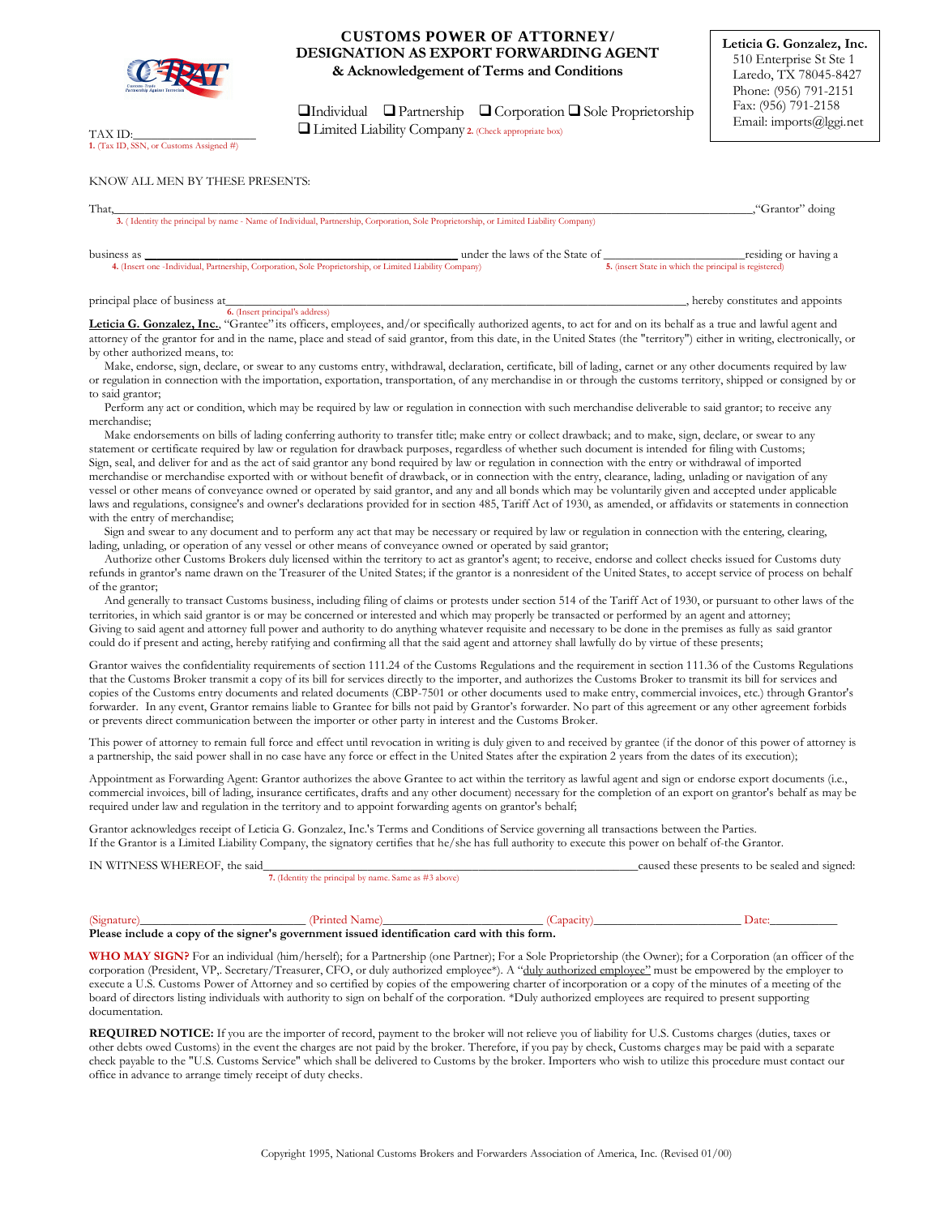# CUSTOMS POWER OF ATTORNEY/ DESIGNATION AS EXPORT FORWARDING AGENT

### & Acknowledgement of Terms and Conditions

**Leticia G. Gonzalez, Inc.**
510 Enterprise St Ste 1
Laredo, TX 78045-8427
Phone: (956) 791-2151
Fax: (956) 791-2158
Email: imports@lggi.net

❑ Individual ❑ Partnership ❑ Corporation ❑ Sole Proprietorship ❑ Limited Liability Company 2. (Check appropriate box)

TAX ID:____________________
1. (Tax ID, SSN, or Customs Assigned #)

KNOW ALL MEN BY THESE PRESENTS:

That,________________________________________________________________________________,"Grantor" doing
3. ( Identity the principal by name - Name of Individual, Partnership, Corporation, Sole Proprietorship, or Limited Liability Company)

business as ______________________________________ under the laws of the State of ______________________residing or having a
4. (Insert one -Individual, Partnership, Corporation, Sole Proprietorship, or Limited Liability Company) 5. (insert State in which the principal is registered)

principal place of business at_________________________________________________________________, hereby constitutes and appoints
6. (Insert principal's address)

**Leticia G. Gonzalez, Inc.**, "Grantee" its officers, employees, and/or specifically authorized agents, to act for and on its behalf as a true and lawful agent and attorney of the grantor for and in the name, place and stead of said grantor, from this date, in the United States (the "territory") either in writing, electronically, or by other authorized means, to:

Make, endorse, sign, declare, or swear to any customs entry, withdrawal, declaration, certificate, bill of lading, carnet or any other documents required by law or regulation in connection with the importation, exportation, transportation, of any merchandise in or through the customs territory, shipped or consigned by or to said grantor;

Perform any act or condition, which may be required by law or regulation in connection with such merchandise deliverable to said grantor; to receive any merchandise;

Make endorsements on bills of lading conferring authority to transfer title; make entry or collect drawback; and to make, sign, declare, or swear to any statement or certificate required by law or regulation for drawback purposes, regardless of whether such document is intended for filing with Customs; Sign, seal, and deliver for and as the act of said grantor any bond required by law or regulation in connection with the entry or withdrawal of imported merchandise or merchandise exported with or without benefit of drawback, or in connection with the entry, clearance, lading, unlading or navigation of any vessel or other means of conveyance owned or operated by said grantor, and any and all bonds which may be voluntarily given and accepted under applicable laws and regulations, consignee's and owner's declarations provided for in section 485, Tariff Act of 1930, as amended, or affidavits or statements in connection with the entry of merchandise;

Sign and swear to any document and to perform any act that may be necessary or required by law or regulation in connection with the entering, clearing, lading, unlading, or operation of any vessel or other means of conveyance owned or operated by said grantor;

Authorize other Customs Brokers duly licensed within the territory to act as grantor's agent; to receive, endorse and collect checks issued for Customs duty refunds in grantor's name drawn on the Treasurer of the United States; if the grantor is a nonresident of the United States, to accept service of process on behalf of the grantor;

And generally to transact Customs business, including filing of claims or protests under section 514 of the Tariff Act of 1930, or pursuant to other laws of the territories, in which said grantor is or may be concerned or interested and which may properly be transacted or performed by an agent and attorney; Giving to said agent and attorney full power and authority to do anything whatever requisite and necessary to be done in the premises as fully as said grantor could do if present and acting, hereby ratifying and confirming all that the said agent and attorney shall lawfully do by virtue of these presents;

Grantor waives the confidentiality requirements of section 111.24 of the Customs Regulations and the requirement in section 111.36 of the Customs Regulations that the Customs Broker transmit a copy of its bill for services directly to the importer, and authorizes the Customs Broker to transmit its bill for services and copies of the Customs entry documents and related documents (CBP-7501 or other documents used to make entry, commercial invoices, etc.) through Grantor's forwarder. In any event, Grantor remains liable to Grantee for bills not paid by Grantor's forwarder. No part of this agreement or any other agreement forbids or prevents direct communication between the importer or other party in interest and the Customs Broker.

This power of attorney to remain full force and effect until revocation in writing is duly given to and received by grantee (if the donor of this power of attorney is a partnership, the said power shall in no case have any force or effect in the United States after the expiration 2 years from the dates of its execution);

Appointment as Forwarding Agent: Grantor authorizes the above Grantee to act within the territory as lawful agent and sign or endorse export documents (i.e., commercial invoices, bill of lading, insurance certificates, drafts and any other document) necessary for the completion of an export on grantor's behalf as may be required under law and regulation in the territory and to appoint forwarding agents on grantor's behalf;

Grantor acknowledges receipt of Leticia G. Gonzalez, Inc.'s Terms and Conditions of Service governing all transactions between the Parties. If the Grantor is a Limited Liability Company, the signatory certifies that he/she has full authority to execute this power on behalf of-the Grantor.

IN WITNESS WHEREOF, the said_______________________________________________________caused these presents to be sealed and signed:
7. (Identity the principal by name. Same as #3 above)

(Signature)__________________________ (Printed Name)__________________________ (Capacity)______________________ Date:__________

**Please include a copy of the signer's government issued identification card with this form.**

**WHO MAY SIGN?** For an individual (him/herself); for a Partnership (one Partner); For a Sole Proprietorship (the Owner); for a Corporation (an officer of the corporation (President, VP,. Secretary/Treasurer, CFO, or duly authorized employee*). A "duly authorized employee" must be empowered by the employer to execute a U.S. Customs Power of Attorney and so certified by copies of the empowering charter of incorporation or a copy of the minutes of a meeting of the board of directors listing individuals with authority to sign on behalf of the corporation. *Duly authorized employees are required to present supporting documentation.

**REQUIRED NOTICE:** If you are the importer of record, payment to the broker will not relieve you of liability for U.S. Customs charges (duties, taxes or other debts owed Customs) in the event the charges are not paid by the broker. Therefore, if you pay by check, Customs charges may be paid with a separate check payable to the "U.S. Customs Service" which shall be delivered to Customs by the broker. Importers who wish to utilize this procedure must contact our office in advance to arrange timely receipt of duty checks.

Copyright 1995, National Customs Brokers and Forwarders Association of America, Inc. (Revised 01/00)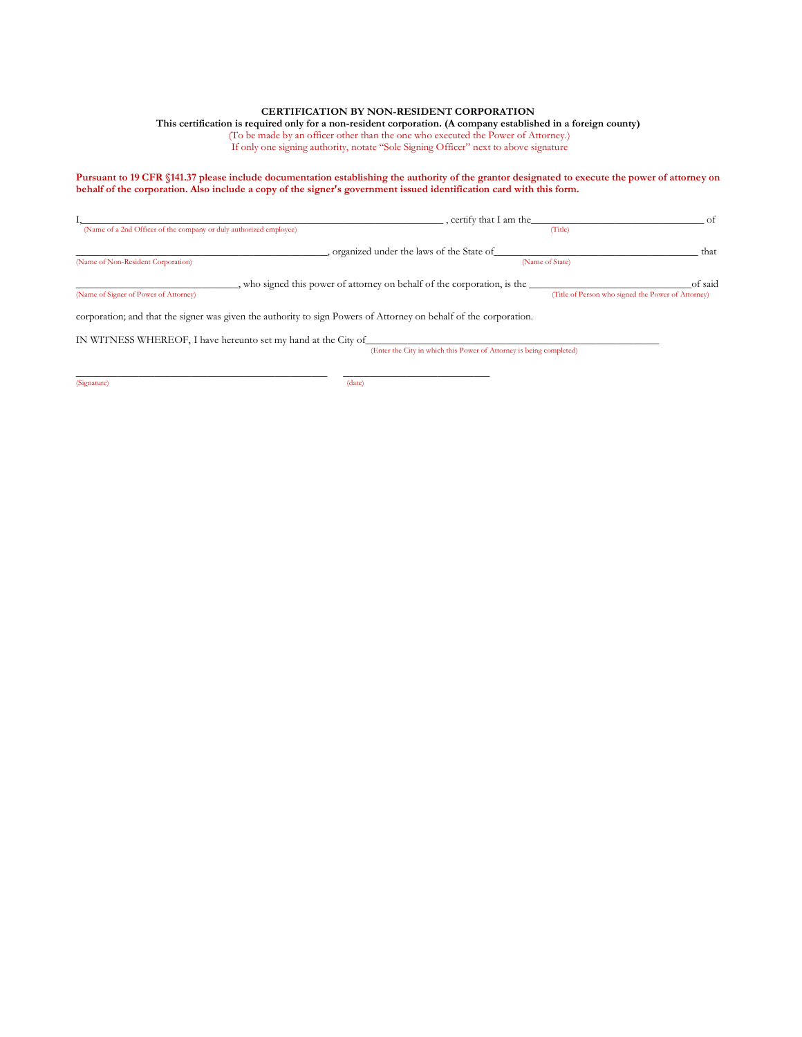**CERTIFICATION BY NON-RESIDENT CORPORATION**

**This certification is required only for a non-resident corporation. (A company established in a foreign county)**

(To be made by an officer other than the one who executed the Power of Attorney.)

If only one signing authority, notate “Sole Signing Officer” next to above signature

**Pursuant to 19 CFR §141.37 please include documentation establishing the authority of the grantor designated to execute the power of attorney on behalf of the corporation. Also include a copy of the signer's government issued identification card with this form.**

I,\_\_\_\_\_\_\_\_\_\_\_\_\_\_\_\_\_\_\_\_\_\_\_\_\_\_\_\_\_\_\_\_\_\_\_\_\_\_\_\_\_\_\_\_\_\_\_\_\_\_\_\_\_\_\_\_\_\_\_\_ , certify that I am the\_\_\_\_\_\_\_\_\_\_\_\_\_\_\_\_\_\_\_\_\_\_\_\_\_\_\_\_\_\_\_\_ of
(Name of a 2nd Officer of the company or duly authorized employee) (Title)

\_\_\_\_\_\_\_\_\_\_\_\_\_\_\_\_\_\_\_\_\_\_\_\_\_\_\_\_\_\_\_\_\_\_\_\_\_\_\_\_\_\_\_\_, organized under the laws of the State of\_\_\_\_\_\_\_\_\_\_\_\_\_\_\_\_\_\_\_\_\_\_\_\_\_\_\_\_\_\_\_\_\_\_\_\_\_ that
(Name of Non-Resident Corporation) (Name of State)

\_\_\_\_\_\_\_\_\_\_\_\_\_\_\_\_\_\_\_\_\_\_\_\_\_\_\_\_\_\_, who signed this power of attorney on behalf of the corporation, is the \_\_\_\_\_\_\_\_\_\_\_\_\_\_\_\_\_\_\_\_\_\_\_\_\_\_\_\_\_\_of said
(Name of Signer of Power of Attorney) (Title of Person who signed the Power of Attorney)

corporation; and that the signer was given the authority to sign Powers of Attorney on behalf of the corporation.

IN WITNESS WHEREOF, I have hereunto set my hand at the City of\_\_\_\_\_\_\_\_\_\_\_\_\_\_\_\_\_\_\_\_\_\_\_\_\_\_\_\_\_\_\_\_\_\_\_\_\_\_\_\_\_\_\_\_\_\_\_\_\_\_\_
(Enter the City in which this Power of Attorney is being completed)

\_\_\_\_\_\_\_\_\_\_\_\_\_\_\_\_\_\_\_\_\_\_\_\_\_\_\_\_\_\_\_\_\_\_\_\_\_\_\_\_\_\_\_\_ \_\_\_\_\_\_\_\_\_\_\_\_\_\_\_\_\_\_\_\_\_\_\_\_\_\_
(Signature) (date)